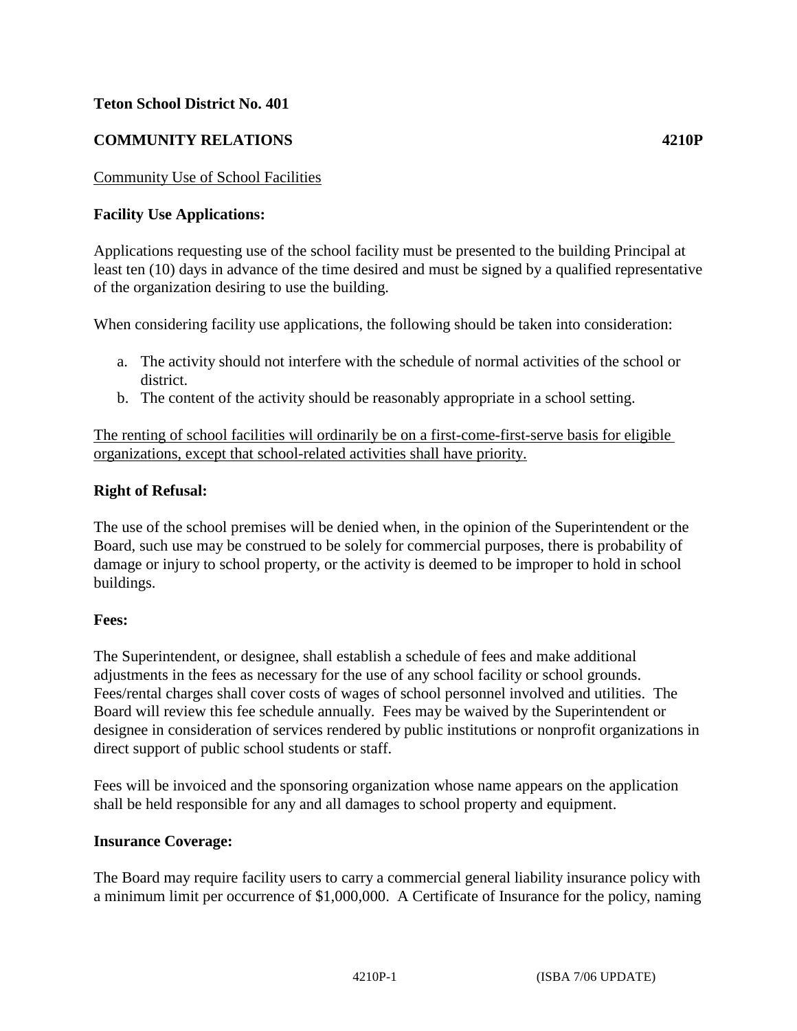**Teton School District No. 401**

**COMMUNITY RELATIONS 4210P**

Community Use of School Facilities

**Facility Use Applications:**

Applications requesting use of the school facility must be presented to the building Principal at least ten (10) days in advance of the time desired and must be signed by a qualified representative of the organization desiring to use the building.

When considering facility use applications, the following should be taken into consideration:

a. The activity should not interfere with the schedule of normal activities of the school or district.
b. The content of the activity should be reasonably appropriate in a school setting.

The renting of school facilities will ordinarily be on a first-come-first-serve basis for eligible organizations, except that school-related activities shall have priority.

**Right of Refusal:**

The use of the school premises will be denied when, in the opinion of the Superintendent or the Board, such use may be construed to be solely for commercial purposes, there is probability of damage or injury to school property, or the activity is deemed to be improper to hold in school buildings.

**Fees:**

The Superintendent, or designee, shall establish a schedule of fees and make additional adjustments in the fees as necessary for the use of any school facility or school grounds. Fees/rental charges shall cover costs of wages of school personnel involved and utilities. The Board will review this fee schedule annually. Fees may be waived by the Superintendent or designee in consideration of services rendered by public institutions or nonprofit organizations in direct support of public school students or staff.

Fees will be invoiced and the sponsoring organization whose name appears on the application shall be held responsible for any and all damages to school property and equipment.

**Insurance Coverage:**

The Board may require facility users to carry a commercial general liability insurance policy with a minimum limit per occurrence of $1,000,000. A Certificate of Insurance for the policy, naming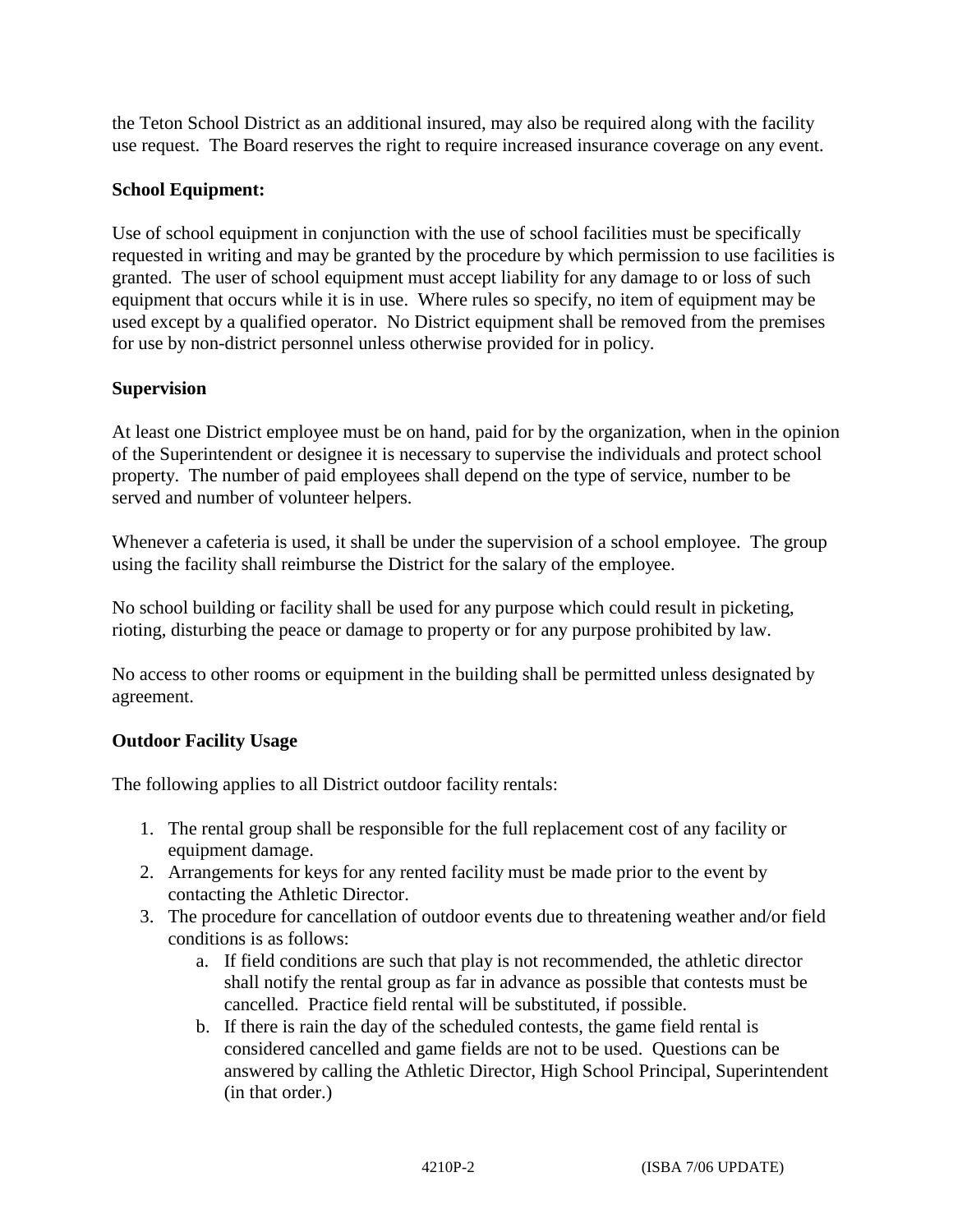the Teton School District as an additional insured, may also be required along with the facility use request. The Board reserves the right to require increased insurance coverage on any event.

**School Equipment:**

Use of school equipment in conjunction with the use of school facilities must be specifically requested in writing and may be granted by the procedure by which permission to use facilities is granted. The user of school equipment must accept liability for any damage to or loss of such equipment that occurs while it is in use. Where rules so specify, no item of equipment may be used except by a qualified operator. No District equipment shall be removed from the premises for use by non-district personnel unless otherwise provided for in policy.

**Supervision**

At least one District employee must be on hand, paid for by the organization, when in the opinion of the Superintendent or designee it is necessary to supervise the individuals and protect school property. The number of paid employees shall depend on the type of service, number to be served and number of volunteer helpers.

Whenever a cafeteria is used, it shall be under the supervision of a school employee. The group using the facility shall reimburse the District for the salary of the employee.

No school building or facility shall be used for any purpose which could result in picketing, rioting, disturbing the peace or damage to property or for any purpose prohibited by law.

No access to other rooms or equipment in the building shall be permitted unless designated by agreement.

**Outdoor Facility Usage**

The following applies to all District outdoor facility rentals:

1. The rental group shall be responsible for the full replacement cost of any facility or equipment damage.
2. Arrangements for keys for any rented facility must be made prior to the event by contacting the Athletic Director.
3. The procedure for cancellation of outdoor events due to threatening weather and/or field conditions is as follows:
    a. If field conditions are such that play is not recommended, the athletic director shall notify the rental group as far in advance as possible that contests must be cancelled. Practice field rental will be substituted, if possible.
    b. If there is rain the day of the scheduled contests, the game field rental is considered cancelled and game fields are not to be used. Questions can be answered by calling the Athletic Director, High School Principal, Superintendent (in that order.)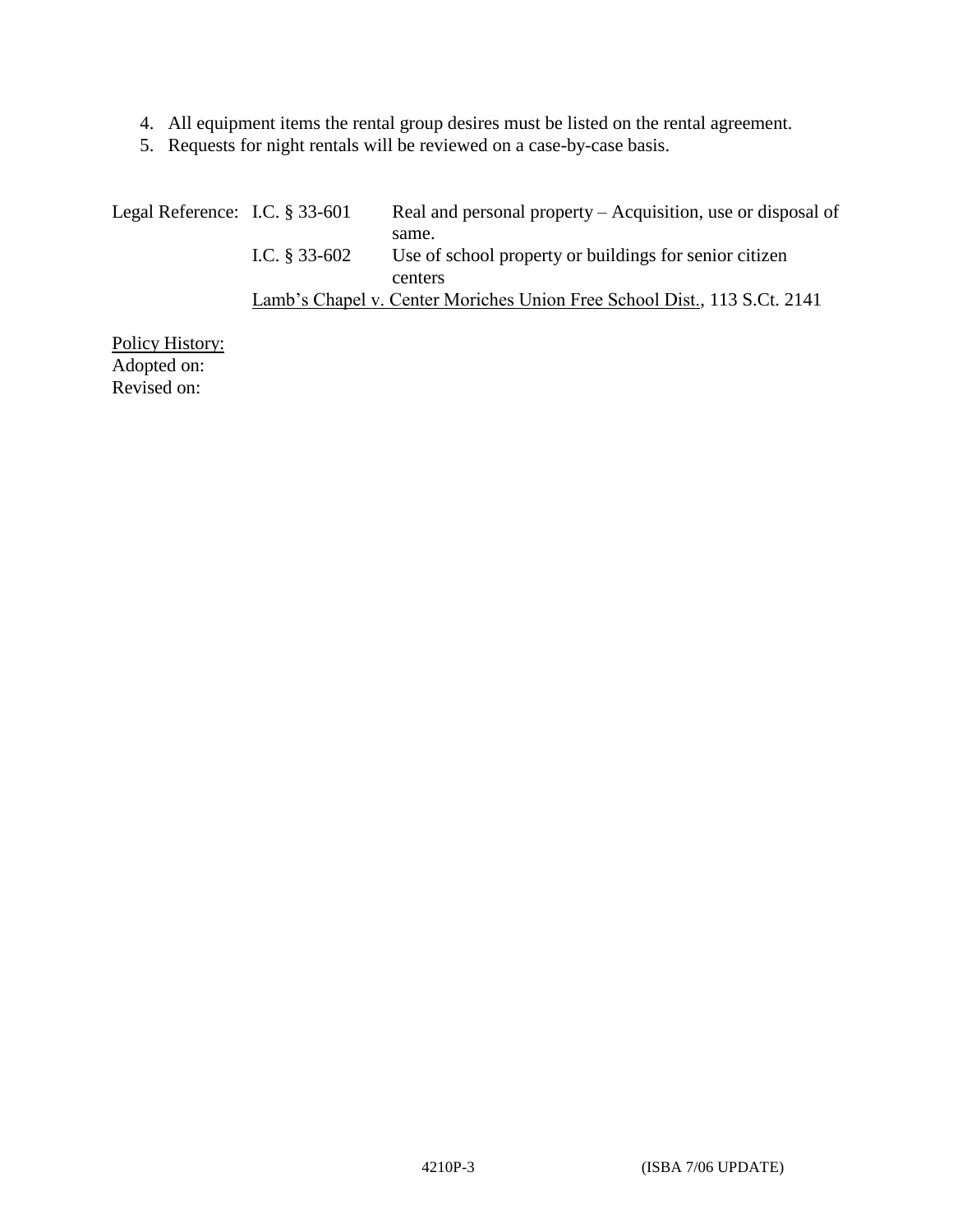4. All equipment items the rental group desires must be listed on the rental agreement.
5. Requests for night rentals will be reviewed on a case-by-case basis.

| | | |
|---|---|---|
| Legal Reference: | I.C. § 33-601 | Real and personal property – Acquisition, use or disposal of same. |
| | I.C. § 33-602 | Use of school property or buildings for senior citizen centers |
| | Lamb's Chapel v. Center Moriches Union Free School Dist., 113 S.Ct. 2141 | |

Policy History:
Adopted on:
Revised on: